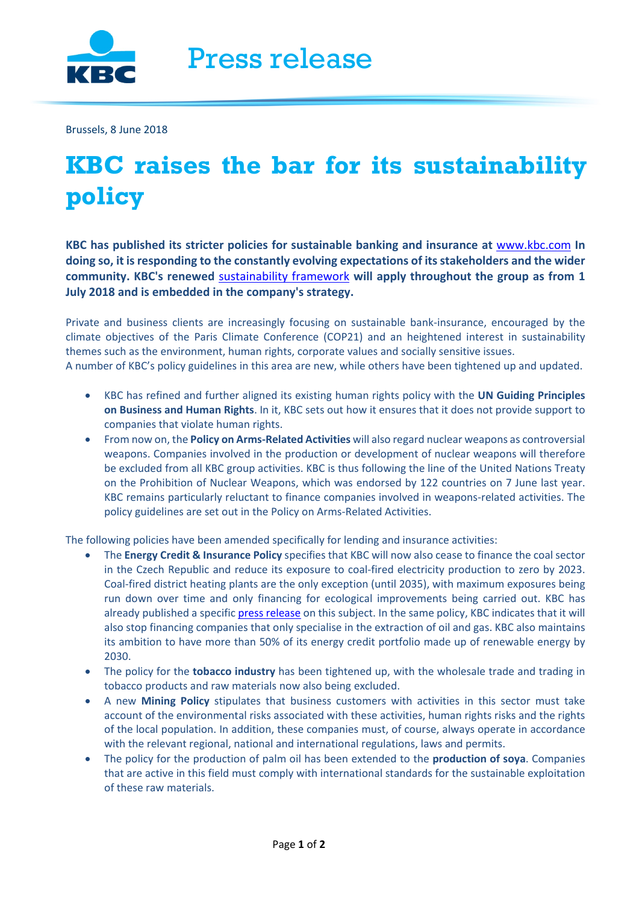Press release

Brussels, 8 June 2018

# KBC raises the bar for its sustainability policy

**KBC has published its stricter policies for sustainable banking and insurance at www.kbc.com In doing so, it is responding to the constantly evolving expectations of its stakeholders and the wider community. KBC's renewed sustainability framework will apply throughout the group as from 1 July 2018 and is embedded in the company's strategy.**

Private and business clients are increasingly focusing on sustainable bank-insurance, encouraged by the climate objectives of the Paris Climate Conference (COP21) and an heightened interest in sustainability themes such as the environment, human rights, corporate values and socially sensitive issues.
A number of KBC's policy guidelines in this area are new, while others have been tightened up and updated.

- KBC has refined and further aligned its existing human rights policy with the **UN Guiding Principles on Business and Human Rights**. In it, KBC sets out how it ensures that it does not provide support to companies that violate human rights.
- From now on, the **Policy on Arms-Related Activities** will also regard nuclear weapons as controversial weapons. Companies involved in the production or development of nuclear weapons will therefore be excluded from all KBC group activities. KBC is thus following the line of the United Nations Treaty on the Prohibition of Nuclear Weapons, which was endorsed by 122 countries on 7 June last year. KBC remains particularly reluctant to finance companies involved in weapons-related activities. The policy guidelines are set out in the Policy on Arms-Related Activities.

The following policies have been amended specifically for lending and insurance activities:

- The **Energy Credit & Insurance Policy** specifies that KBC will now also cease to finance the coal sector in the Czech Republic and reduce its exposure to coal-fired electricity production to zero by 2023. Coal-fired district heating plants are the only exception (until 2035), with maximum exposures being run down over time and only financing for ecological improvements being carried out. KBC has already published a specific press release on this subject. In the same policy, KBC indicates that it will also stop financing companies that only specialise in the extraction of oil and gas. KBC also maintains its ambition to have more than 50% of its energy credit portfolio made up of renewable energy by 2030.
- The policy for the **tobacco industry** has been tightened up, with the wholesale trade and trading in tobacco products and raw materials now also being excluded.
- A new **Mining Policy** stipulates that business customers with activities in this sector must take account of the environmental risks associated with these activities, human rights risks and the rights of the local population. In addition, these companies must, of course, always operate in accordance with the relevant regional, national and international regulations, laws and permits.
- The policy for the production of palm oil has been extended to the **production of soya**. Companies that are active in this field must comply with international standards for the sustainable exploitation of these raw materials.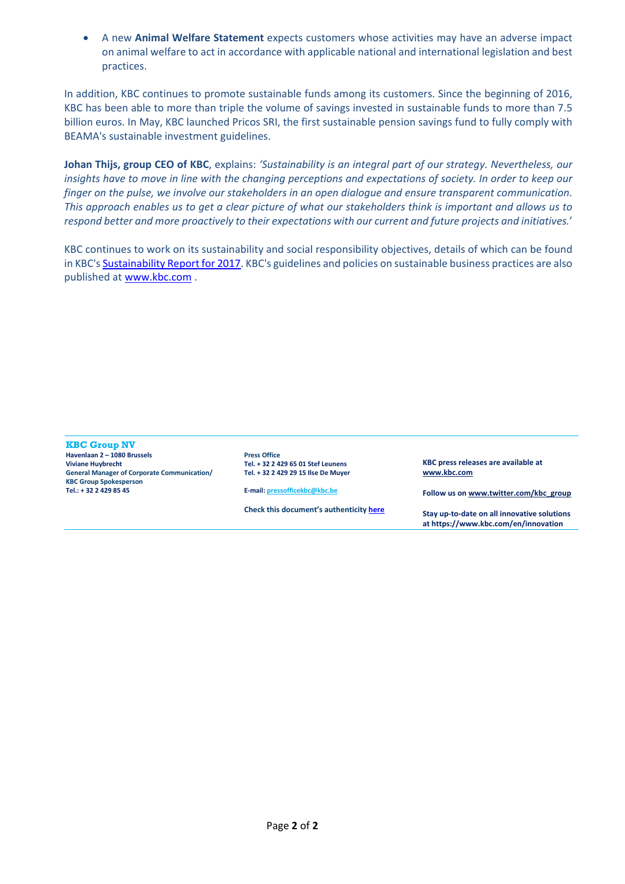- A new **Animal Welfare Statement** expects customers whose activities may have an adverse impact on animal welfare to act in accordance with applicable national and international legislation and best practices.

In addition, KBC continues to promote sustainable funds among its customers. Since the beginning of 2016, KBC has been able to more than triple the volume of savings invested in sustainable funds to more than 7.5 billion euros. In May, KBC launched Pricos SRI, the first sustainable pension savings fund to fully comply with BEAMA's sustainable investment guidelines.

**Johan Thijs, group CEO of KBC**, explains: *'Sustainability is an integral part of our strategy. Nevertheless, our insights have to move in line with the changing perceptions and expectations of society. In order to keep our finger on the pulse, we involve our stakeholders in an open dialogue and ensure transparent communication. This approach enables us to get a clear picture of what our stakeholders think is important and allows us to respond better and more proactively to their expectations with our current and future projects and initiatives.'*

KBC continues to work on its sustainability and social responsibility objectives, details of which can be found in KBC's Sustainability Report for 2017. KBC's guidelines and policies on sustainable business practices are also published at www.kbc.com .

**KBC Group NV**
**Havenlaan 2 – 1080 Brussels**
**Viviane Huybrecht**
**General Manager of Corporate Communication/**
**KBC Group Spokesperson**
**Tel.: + 32 2 429 85 45**

**Press Office**
**Tel. + 32 2 429 65 01 Stef Leunens**
**Tel. + 32 2 429 29 15 Ilse De Muyer**

**E-mail: pressofficekbc@kbc.be**

**Check this document's authenticity here**

**KBC press releases are available at www.kbc.com**

**Follow us on www.twitter.com/kbc_group**

**Stay up-to-date on all innovative solutions at https://www.kbc.com/en/innovation**